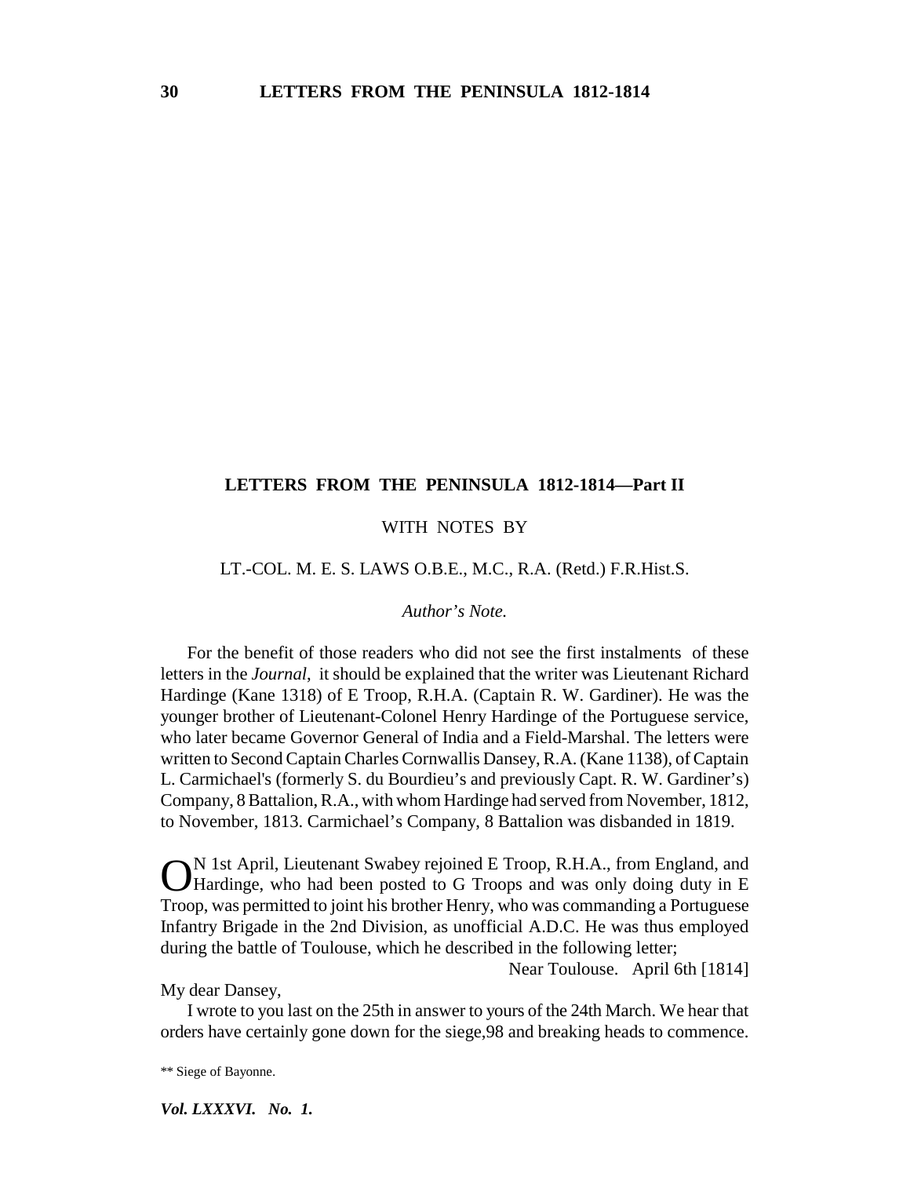## LETTERS FROM THE PENINSULA 1812-1814—Part II

WITH NOTES BY

LT.-COL. M. E. S. LAWS O.B.E., M.C., R.A. (Retd.) F.R.Hist.S.

*Author's Note.*

For the benefit of those readers who did not see the first instalments of these letters in the *Journal*, it should be explained that the writer was Lieutenant Richard Hardinge (Kane 1318) of E Troop, R.H.A. (Captain R. W. Gardiner). He was the younger brother of Lieutenant-Colonel Henry Hardinge of the Portuguese service, who later became Governor General of India and a Field-Marshal. The letters were written to Second Captain Charles Cornwallis Dansey, R.A. (Kane 1138), of Captain L. Carmichael's (formerly S. du Bourdieu's and previously Capt. R. W. Gardiner's) Company, 8 Battalion, R.A., with whom Hardinge had served from November, 1812, to November, 1813. Carmichael's Company, 8 Battalion was disbanded in 1819.

ON 1st April, Lieutenant Swabey rejoined E Troop, R.H.A., from England, and Hardinge, who had been posted to G Troops and was only doing duty in E Troop, was permitted to joint his brother Henry, who was commanding a Portuguese Infantry Brigade in the 2nd Division, as unofficial A.D.C. He was thus employed during the battle of Toulouse, which he described in the following letter;

Near Toulouse. April 6th [1814]

My dear Dansey,

I wrote to you last on the 25th in answer to yours of the 24th March. We hear that orders have certainly gone down for the siege,98 and breaking heads to commence.

** Siege of Bayonne.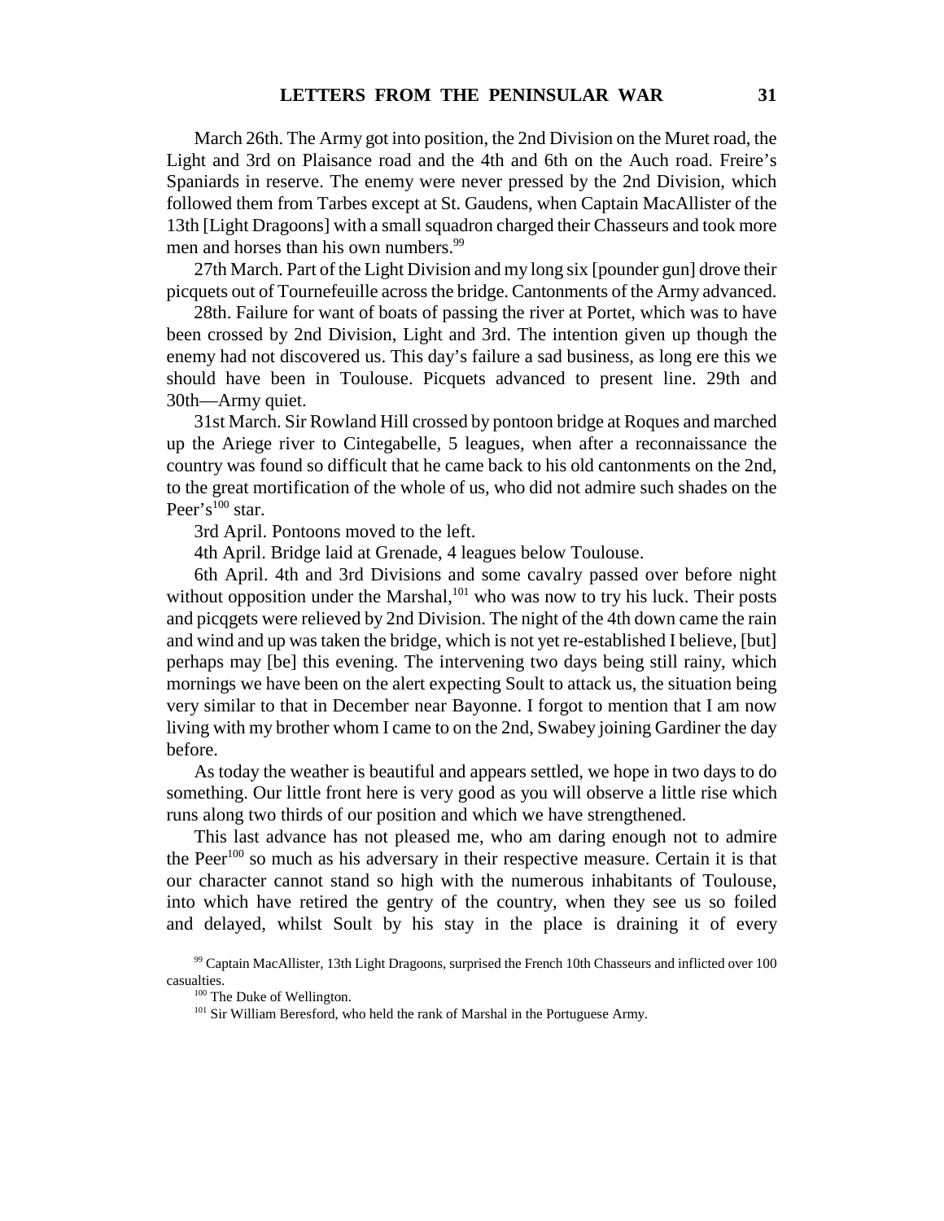March 26th. The Army got into position, the 2nd Division on the Muret road, the Light and 3rd on Plaisance road and the 4th and 6th on the Auch road. Freire's Spaniards in reserve. The enemy were never pressed by the 2nd Division, which followed them from Tarbes except at St. Gaudens, when Captain MacAllister of the 13th [Light Dragoons] with a small squadron charged their Chasseurs and took more men and horses than his own numbers.[99]

27th March. Part of the Light Division and my long six [pounder gun] drove their picquets out of Tournefeuille across the bridge. Cantonments of the Army advanced.

28th. Failure for want of boats of passing the river at Portet, which was to have been crossed by 2nd Division, Light and 3rd. The intention given up though the enemy had not discovered us. This day's failure a sad business, as long ere this we should have been in Toulouse. Picquets advanced to present line. 29th and 30th—Army quiet.

31st March. Sir Rowland Hill crossed by pontoon bridge at Roques and marched up the Ariege river to Cintegabelle, 5 leagues, when after a reconnaissance the country was found so difficult that he came back to his old cantonments on the 2nd, to the great mortification of the whole of us, who did not admire such shades on the Peer's[100] star.

3rd April. Pontoons moved to the left.

4th April. Bridge laid at Grenade, 4 leagues below Toulouse.

6th April. 4th and 3rd Divisions and some cavalry passed over before night without opposition under the Marshal,[101] who was now to try his luck. Their posts and picqgets were relieved by 2nd Division. The night of the 4th down came the rain and wind and up was taken the bridge, which is not yet re-established I believe, [but] perhaps may [be] this evening. The intervening two days being still rainy, which mornings we have been on the alert expecting Soult to attack us, the situation being very similar to that in December near Bayonne. I forgot to mention that I am now living with my brother whom I came to on the 2nd, Swabey joining Gardiner the day before.

As today the weather is beautiful and appears settled, we hope in two days to do something. Our little front here is very good as you will observe a little rise which runs along two thirds of our position and which we have strengthened.

This last advance has not pleased me, who am daring enough not to admire the Peer[100] so much as his adversary in their respective measure. Certain it is that our character cannot stand so high with the numerous inhabitants of Toulouse, into which have retired the gentry of the country, when they see us so foiled and delayed, whilst Soult by his stay in the place is draining it of every

[99] Captain MacAllister, 13th Light Dragoons, surprised the French 10th Chasseurs and inflicted over 100 casualties.

[100] The Duke of Wellington.

[101] Sir William Beresford, who held the rank of Marshal in the Portuguese Army.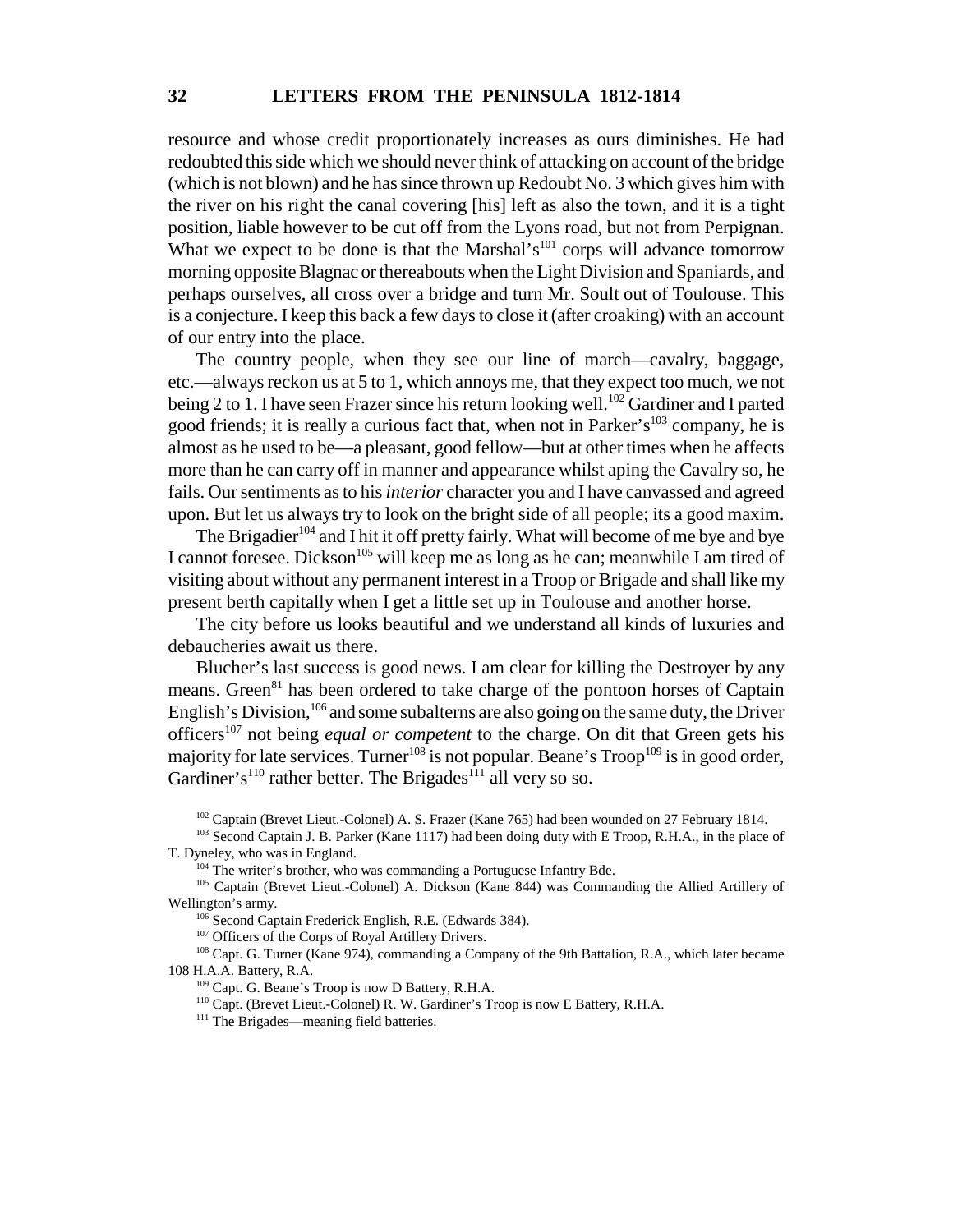resource and whose credit proportionately increases as ours diminishes. He had redoubted this side which we should never think of attacking on account of the bridge (which is not blown) and he has since thrown up Redoubt No. 3 which gives him with the river on his right the canal covering [his] left as also the town, and it is a tight position, liable however to be cut off from the Lyons road, but not from Perpignan. What we expect to be done is that the Marshal's[101] corps will advance tomorrow morning opposite Blagnac or thereabouts when the Light Division and Spaniards, and perhaps ourselves, all cross over a bridge and turn Mr. Soult out of Toulouse. This is a conjecture. I keep this back a few days to close it (after croaking) with an account of our entry into the place.

The country people, when they see our line of march—cavalry, baggage, etc.—always reckon us at 5 to 1, which annoys me, that they expect too much, we not being 2 to 1. I have seen Frazer since his return looking well.[102] Gardiner and I parted good friends; it is really a curious fact that, when not in Parker's[103] company, he is almost as he used to be—a pleasant, good fellow—but at other times when he affects more than he can carry off in manner and appearance whilst aping the Cavalry so, he fails. Our sentiments as to his *interior* character you and I have canvassed and agreed upon. But let us always try to look on the bright side of all people; its a good maxim.

The Brigadier[104] and I hit it off pretty fairly. What will become of me bye and bye I cannot foresee. Dickson[105] will keep me as long as he can; meanwhile I am tired of visiting about without any permanent interest in a Troop or Brigade and shall like my present berth capitally when I get a little set up in Toulouse and another horse.

The city before us looks beautiful and we understand all kinds of luxuries and debaucheries await us there.

Blucher's last success is good news. I am clear for killing the Destroyer by any means. Green[81] has been ordered to take charge of the pontoon horses of Captain English's Division,[106] and some subalterns are also going on the same duty, the Driver officers[107] not being *equal or competent* to the charge. On dit that Green gets his majority for late services. Turner[108] is not popular. Beane's Troop[109] is in good order, Gardiner's[110] rather better. The Brigades[111] all very so so.

---

[102] Captain (Brevet Lieut.-Colonel) A. S. Frazer (Kane 765) had been wounded on 27 February 1814.

[103] Second Captain J. B. Parker (Kane 1117) had been doing duty with E Troop, R.H.A., in the place of T. Dyneley, who was in England.

[104] The writer's brother, who was commanding a Portuguese Infantry Bde.

[105] Captain (Brevet Lieut.-Colonel) A. Dickson (Kane 844) was Commanding the Allied Artillery of Wellington's army.

[106] Second Captain Frederick English, R.E. (Edwards 384).

[107] Officers of the Corps of Royal Artillery Drivers.

[108] Capt. G. Turner (Kane 974), commanding a Company of the 9th Battalion, R.A., which later became 108 H.A.A. Battery, R.A.

[109] Capt. G. Beane's Troop is now D Battery, R.H.A.

[110] Capt. (Brevet Lieut.-Colonel) R. W. Gardiner's Troop is now E Battery, R.H.A.

[111] The Brigades—meaning field batteries.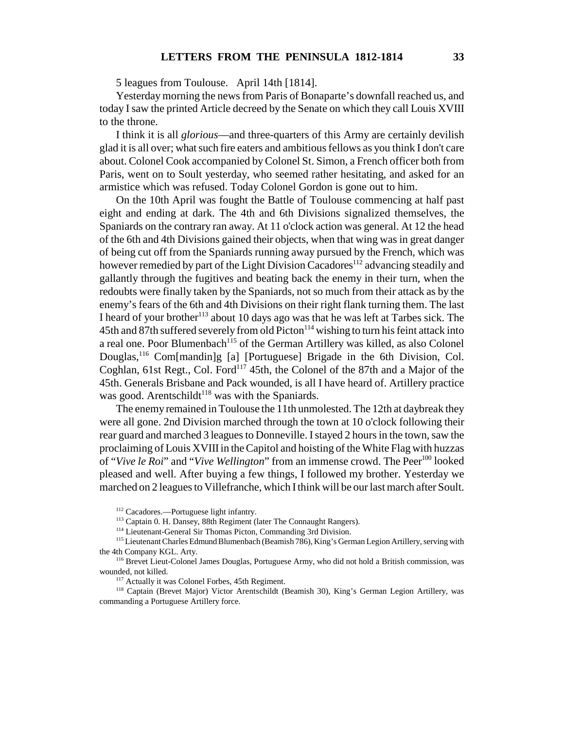5 leagues from Toulouse. April 14th [1814].

Yesterday morning the news from Paris of Bonaparte's downfall reached us, and today I saw the printed Article decreed by the Senate on which they call Louis XVIII to the throne.

I think it is all *glorious*—and three-quarters of this Army are certainly devilish glad it is all over; what such fire eaters and ambitious fellows as you think I don't care about. Colonel Cook accompanied by Colonel St. Simon, a French officer both from Paris, went on to Soult yesterday, who seemed rather hesitating, and asked for an armistice which was refused. Today Colonel Gordon is gone out to him.

On the 10th April was fought the Battle of Toulouse commencing at half past eight and ending at dark. The 4th and 6th Divisions signalized themselves, the Spaniards on the contrary ran away. At 11 o'clock action was general. At 12 the head of the 6th and 4th Divisions gained their objects, when that wing was in great danger of being cut off from the Spaniards running away pursued by the French, which was however remedied by part of the Light Division Cacadores[112] advancing steadily and gallantly through the fugitives and beating back the enemy in their turn, when the redoubts were finally taken by the Spaniards, not so much from their attack as by the enemy's fears of the 6th and 4th Divisions on their right flank turning them. The last I heard of your brother[113] about 10 days ago was that he was left at Tarbes sick. The 45th and 87th suffered severely from old Picton[114] wishing to turn his feint attack into a real one. Poor Blumenbach[115] of the German Artillery was killed, as also Colonel Douglas,[116] Com[mandin]g [a] [Portuguese] Brigade in the 6th Division, Col. Coghlan, 61st Regt., Col. Ford[117] 45th, the Colonel of the 87th and a Major of the 45th. Generals Brisbane and Pack wounded, is all I have heard of. Artillery practice was good. Arentschildt[118] was with the Spaniards.

The enemy remained in Toulouse the 11th unmolested. The 12th at daybreak they were all gone. 2nd Division marched through the town at 10 o'clock following their rear guard and marched 3 leagues to Donneville. I stayed 2 hours in the town, saw the proclaiming of Louis XVIII in the Capitol and hoisting of the White Flag with huzzas of "*Vive le Roi*" and "*Vive Wellington*" from an immense crowd. The Peer[100] looked pleased and well. After buying a few things, I followed my brother. Yesterday we marched on 2 leagues to Villefranche, which I think will be our last march after Soult.

[112] Cacadores.—Portuguese light infantry.

[113] Captain 0. H. Dansey, 88th Regiment (later The Connaught Rangers).

[114] Lieutenant-General Sir Thomas Picton, Commanding 3rd Division.

[115] Lieutenant Charles Edmund Blumenbach (Beamish 786), King's German Legion Artillery, serving with the 4th Company KGL. Arty.

[116] Brevet Lieut-Colonel James Douglas, Portuguese Army, who did not hold a British commission, was wounded, not killed.

[117] Actually it was Colonel Forbes, 45th Regiment.

[118] Captain (Brevet Major) Victor Arentschildt (Beamish 30), King's German Legion Artillery, was commanding a Portuguese Artillery force.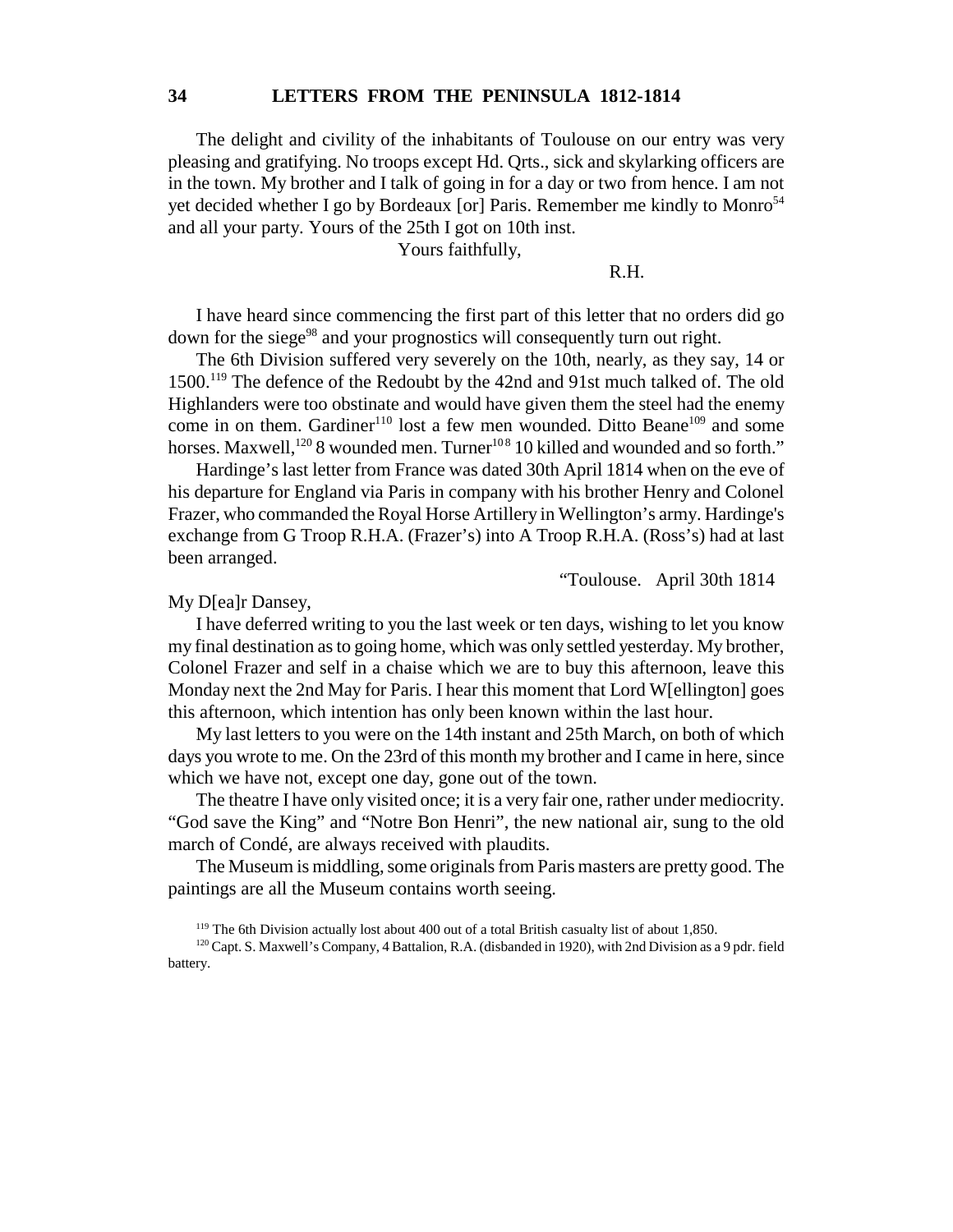The delight and civility of the inhabitants of Toulouse on our entry was very pleasing and gratifying. No troops except Hd. Qrts., sick and skylarking officers are in the town. My brother and I talk of going in for a day or two from hence. I am not yet decided whether I go by Bordeaux [or] Paris. Remember me kindly to Monro[54] and all your party. Yours of the 25th I got on 10th inst.

Yours faithfully,

R.H.

I have heard since commencing the first part of this letter that no orders did go down for the siege[98] and your prognostics will consequently turn out right.

The 6th Division suffered very severely on the 10th, nearly, as they say, 14 or 1500.[119] The defence of the Redoubt by the 42nd and 91st much talked of. The old Highlanders were too obstinate and would have given them the steel had the enemy come in on them. Gardiner[110] lost a few men wounded. Ditto Beane[109] and some horses. Maxwell,[120] 8 wounded men. Turner[108] 10 killed and wounded and so forth."

Hardinge's last letter from France was dated 30th April 1814 when on the eve of his departure for England via Paris in company with his brother Henry and Colonel Frazer, who commanded the Royal Horse Artillery in Wellington's army. Hardinge's exchange from G Troop R.H.A. (Frazer's) into A Troop R.H.A. (Ross's) had at last been arranged.

"Toulouse. April 30th 1814

My D[ea]r Dansey,

I have deferred writing to you the last week or ten days, wishing to let you know my final destination as to going home, which was only settled yesterday. My brother, Colonel Frazer and self in a chaise which we are to buy this afternoon, leave this Monday next the 2nd May for Paris. I hear this moment that Lord W[ellington] goes this afternoon, which intention has only been known within the last hour.

My last letters to you were on the 14th instant and 25th March, on both of which days you wrote to me. On the 23rd of this month my brother and I came in here, since which we have not, except one day, gone out of the town.

The theatre I have only visited once; it is a very fair one, rather under mediocrity. "God save the King" and "Notre Bon Henri", the new national air, sung to the old march of Condé, are always received with plaudits.

The Museum is middling, some originals from Paris masters are pretty good. The paintings are all the Museum contains worth seeing.

[119] The 6th Division actually lost about 400 out of a total British casualty list of about 1,850.

[120] Capt. S. Maxwell's Company, 4 Battalion, R.A. (disbanded in 1920), with 2nd Division as a 9 pdr. field battery.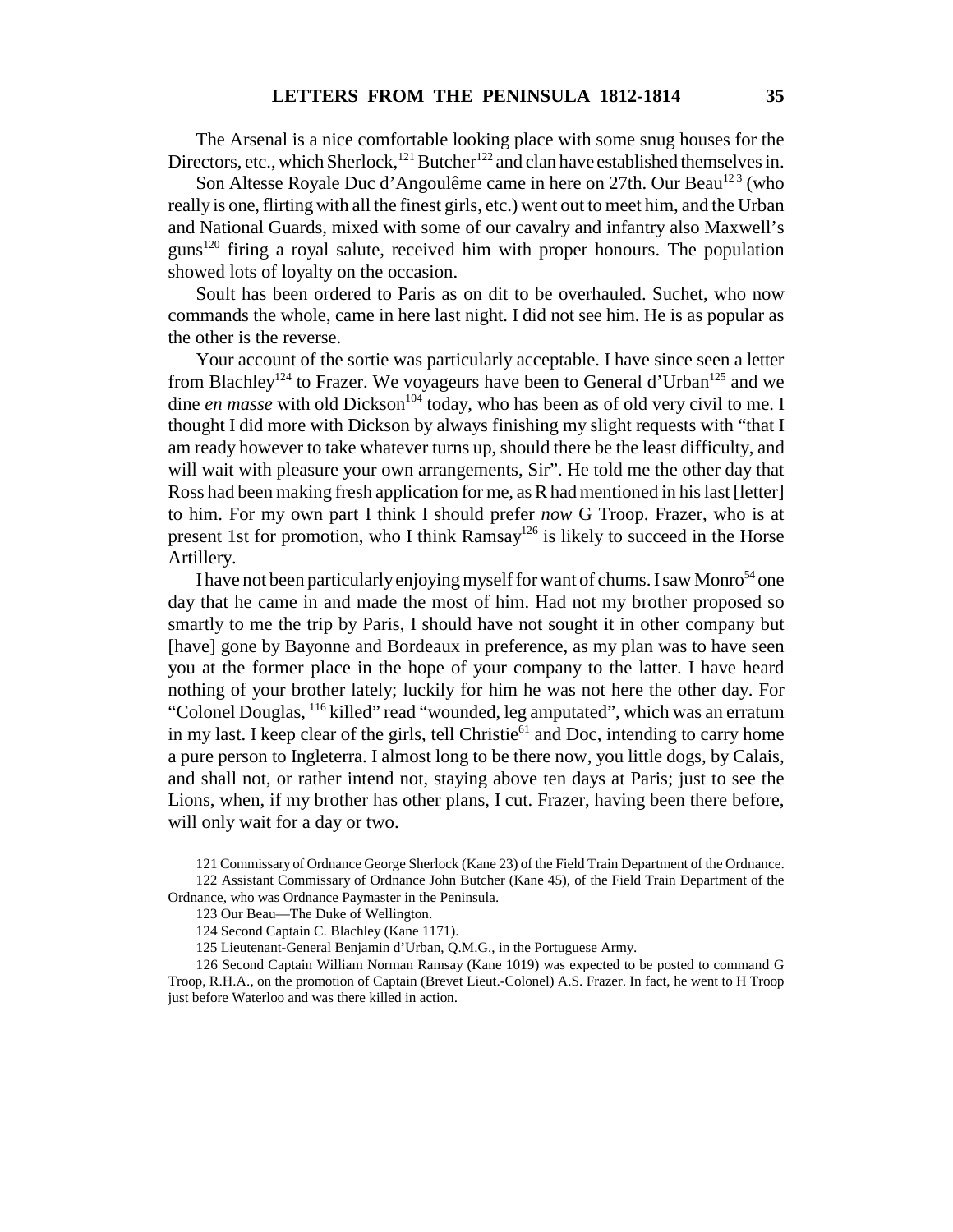The Arsenal is a nice comfortable looking place with some snug houses for the Directors, etc., which Sherlock,[121] Butcher[122] and clan have established themselves in.

Son Altesse Royale Duc d'Angoulême came in here on 27th. Our Beau[123] (who really is one, flirting with all the finest girls, etc.) went out to meet him, and the Urban and National Guards, mixed with some of our cavalry and infantry also Maxwell's guns[120] firing a royal salute, received him with proper honours. The population showed lots of loyalty on the occasion.

Soult has been ordered to Paris as on dit to be overhauled. Suchet, who now commands the whole, came in here last night. I did not see him. He is as popular as the other is the reverse.

Your account of the sortie was particularly acceptable. I have since seen a letter from Blachley[124] to Frazer. We voyageurs have been to General d'Urban[125] and we dine *en masse* with old Dickson[104] today, who has been as of old very civil to me. I thought I did more with Dickson by always finishing my slight requests with "that I am ready however to take whatever turns up, should there be the least difficulty, and will wait with pleasure your own arrangements, Sir". He told me the other day that Ross had been making fresh application for me, as R had mentioned in his last [letter] to him. For my own part I think I should prefer *now* G Troop. Frazer, who is at present 1st for promotion, who I think Ramsay[126] is likely to succeed in the Horse Artillery.

I have not been particularly enjoying myself for want of chums. I saw Monro[54] one day that he came in and made the most of him. Had not my brother proposed so smartly to me the trip by Paris, I should have not sought it in other company but [have] gone by Bayonne and Bordeaux in preference, as my plan was to have seen you at the former place in the hope of your company to the latter. I have heard nothing of your brother lately; luckily for him he was not here the other day. For "Colonel Douglas, [116] killed" read "wounded, leg amputated", which was an erratum in my last. I keep clear of the girls, tell Christie[61] and Doc, intending to carry home a pure person to Ingleterra. I almost long to be there now, you little dogs, by Calais, and shall not, or rather intend not, staying above ten days at Paris; just to see the Lions, when, if my brother has other plans, I cut. Frazer, having been there before, will only wait for a day or two.

121 Commissary of Ordnance George Sherlock (Kane 23) of the Field Train Department of the Ordnance.

122 Assistant Commissary of Ordnance John Butcher (Kane 45), of the Field Train Department of the Ordnance, who was Ordnance Paymaster in the Peninsula.

123 Our Beau—The Duke of Wellington.

124 Second Captain C. Blachley (Kane 1171).

125 Lieutenant-General Benjamin d'Urban, Q.M.G., in the Portuguese Army.

126 Second Captain William Norman Ramsay (Kane 1019) was expected to be posted to command G Troop, R.H.A., on the promotion of Captain (Brevet Lieut.-Colonel) A.S. Frazer. In fact, he went to H Troop just before Waterloo and was there killed in action.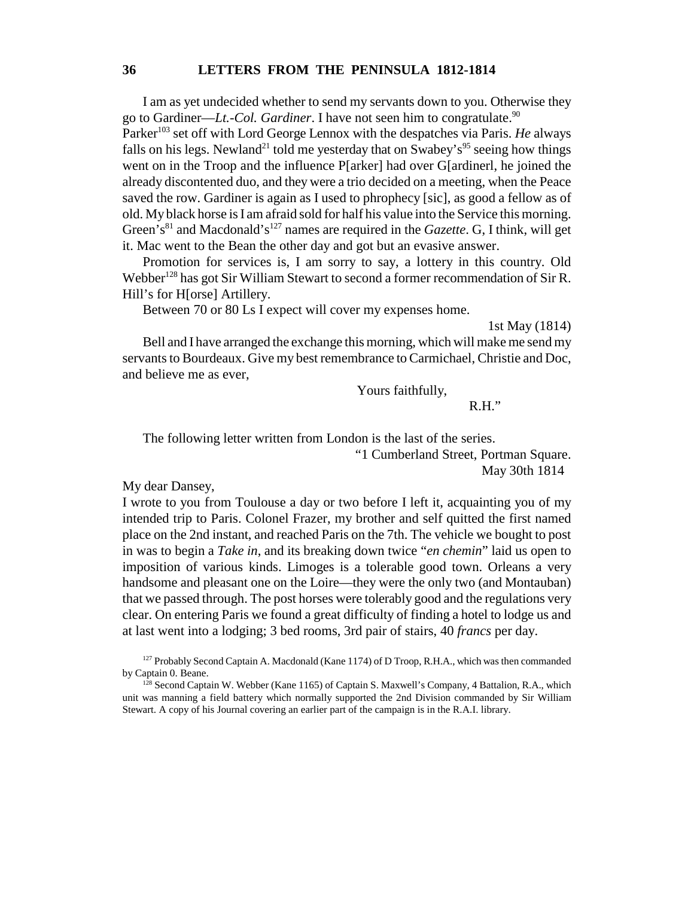I am as yet undecided whether to send my servants down to you. Otherwise they go to Gardiner—*Lt.-Col. Gardiner*. I have not seen him to congratulate.[90] Parker[103] set off with Lord George Lennox with the despatches via Paris. *He* always falls on his legs. Newland[21] told me yesterday that on Swabey's[95] seeing how things went on in the Troop and the influence P[arker] had over G[ardinerl, he joined the already discontented duo, and they were a trio decided on a meeting, when the Peace saved the row. Gardiner is again as I used to phrophecy [sic], as good a fellow as of old. My black horse is I am afraid sold for half his value into the Service this morning. Green's[81] and Macdonald's[127] names are required in the *Gazette*. G, I think, will get it. Mac went to the Bean the other day and got but an evasive answer.

Promotion for services is, I am sorry to say, a lottery in this country. Old Webber[128] has got Sir William Stewart to second a former recommendation of Sir R. Hill's for H[orse] Artillery.

Between 70 or 80 Ls I expect will cover my expenses home.

1st May (1814)

Bell and I have arranged the exchange this morning, which will make me send my servants to Bourdeaux. Give my best remembrance to Carmichael, Christie and Doc, and believe me as ever,

Yours faithfully,

R.H."

The following letter written from London is the last of the series.

"1 Cumberland Street, Portman Square.
May 30th 1814

My dear Dansey,
I wrote to you from Toulouse a day or two before I left it, acquainting you of my intended trip to Paris. Colonel Frazer, my brother and self quitted the first named place on the 2nd instant, and reached Paris on the 7th. The vehicle we bought to post in was to begin a *Take in*, and its breaking down twice "*en chemin*" laid us open to imposition of various kinds. Limoges is a tolerable good town. Orleans a very handsome and pleasant one on the Loire—they were the only two (and Montauban) that we passed through. The post horses were tolerably good and the regulations very clear. On entering Paris we found a great difficulty of finding a hotel to lodge us and at last went into a lodging; 3 bed rooms, 3rd pair of stairs, 40 *francs* per day.

[127] Probably Second Captain A. Macdonald (Kane 1174) of D Troop, R.H.A., which was then commanded by Captain 0. Beane.

[128] Second Captain W. Webber (Kane 1165) of Captain S. Maxwell's Company, 4 Battalion, R.A., which unit was manning a field battery which normally supported the 2nd Division commanded by Sir William Stewart. A copy of his Journal covering an earlier part of the campaign is in the R.A.I. library.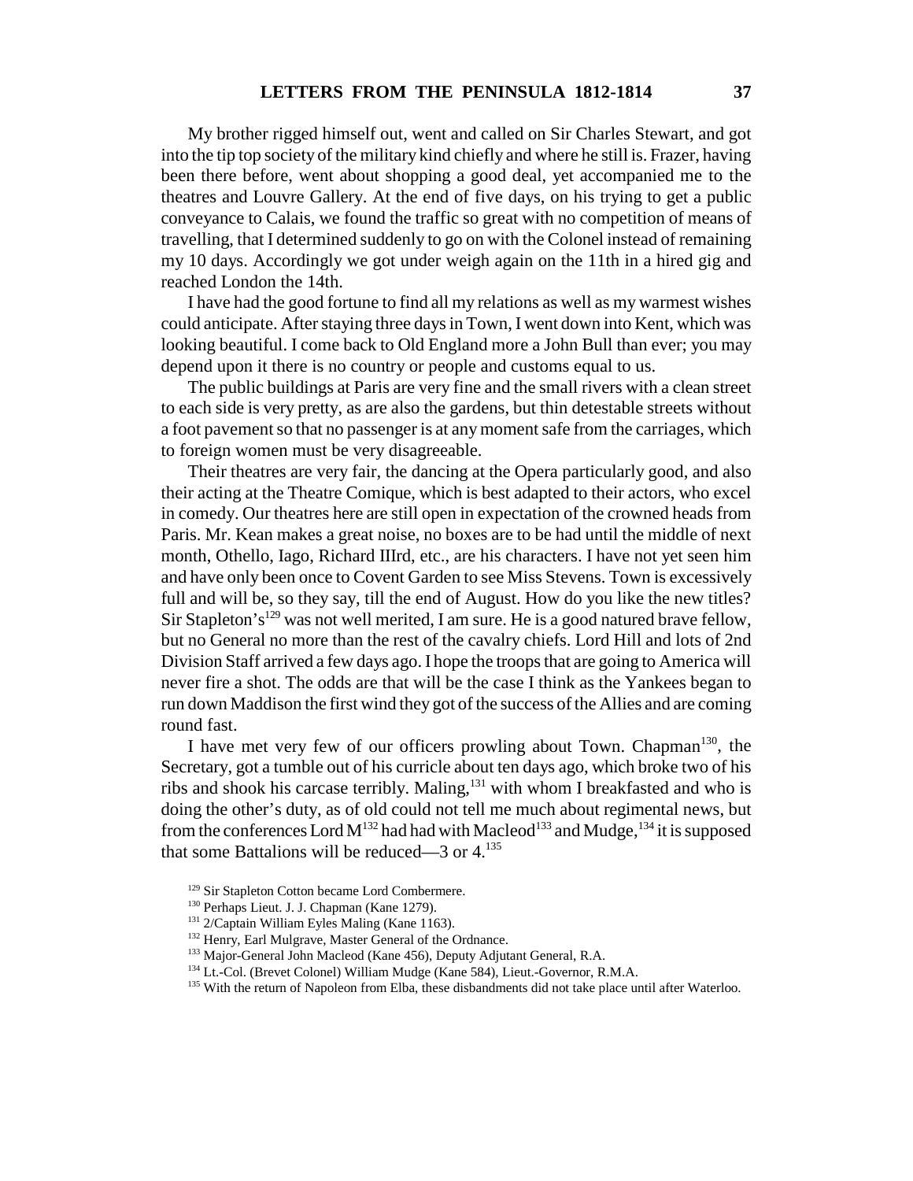My brother rigged himself out, went and called on Sir Charles Stewart, and got into the tip top society of the military kind chiefly and where he still is. Frazer, having been there before, went about shopping a good deal, yet accompanied me to the theatres and Louvre Gallery. At the end of five days, on his trying to get a public conveyance to Calais, we found the traffic so great with no competition of means of travelling, that I determined suddenly to go on with the Colonel instead of remaining my 10 days. Accordingly we got under weigh again on the 11th in a hired gig and reached London the 14th.

I have had the good fortune to find all my relations as well as my warmest wishes could anticipate. After staying three days in Town, I went down into Kent, which was looking beautiful. I come back to Old England more a John Bull than ever; you may depend upon it there is no country or people and customs equal to us.

The public buildings at Paris are very fine and the small rivers with a clean street to each side is very pretty, as are also the gardens, but thin detestable streets without a foot pavement so that no passenger is at any moment safe from the carriages, which to foreign women must be very disagreeable.

Their theatres are very fair, the dancing at the Opera particularly good, and also their acting at the Theatre Comique, which is best adapted to their actors, who excel in comedy. Our theatres here are still open in expectation of the crowned heads from Paris. Mr. Kean makes a great noise, no boxes are to be had until the middle of next month, Othello, Iago, Richard IIIrd, etc., are his characters. I have not yet seen him and have only been once to Covent Garden to see Miss Stevens. Town is excessively full and will be, so they say, till the end of August. How do you like the new titles? Sir Stapleton's[129] was not well merited, I am sure. He is a good natured brave fellow, but no General no more than the rest of the cavalry chiefs. Lord Hill and lots of 2nd Division Staff arrived a few days ago. I hope the troops that are going to America will never fire a shot. The odds are that will be the case I think as the Yankees began to run down Maddison the first wind they got of the success of the Allies and are coming round fast.

I have met very few of our officers prowling about Town. Chapman[130], the Secretary, got a tumble out of his curricle about ten days ago, which broke two of his ribs and shook his carcase terribly. Maling,[131] with whom I breakfasted and who is doing the other's duty, as of old could not tell me much about regimental news, but from the conferences Lord M[132] had had with Macleod[133] and Mudge,[134] it is supposed that some Battalions will be reduced—3 or 4.[135]

[129] Sir Stapleton Cotton became Lord Combermere.

[130] Perhaps Lieut. J. J. Chapman (Kane 1279).

[131] 2/Captain William Eyles Maling (Kane 1163).

[132] Henry, Earl Mulgrave, Master General of the Ordnance.

[133] Major-General John Macleod (Kane 456), Deputy Adjutant General, R.A.

[134] Lt.-Col. (Brevet Colonel) William Mudge (Kane 584), Lieut.-Governor, R.M.A.

[135] With the return of Napoleon from Elba, these disbandments did not take place until after Waterloo.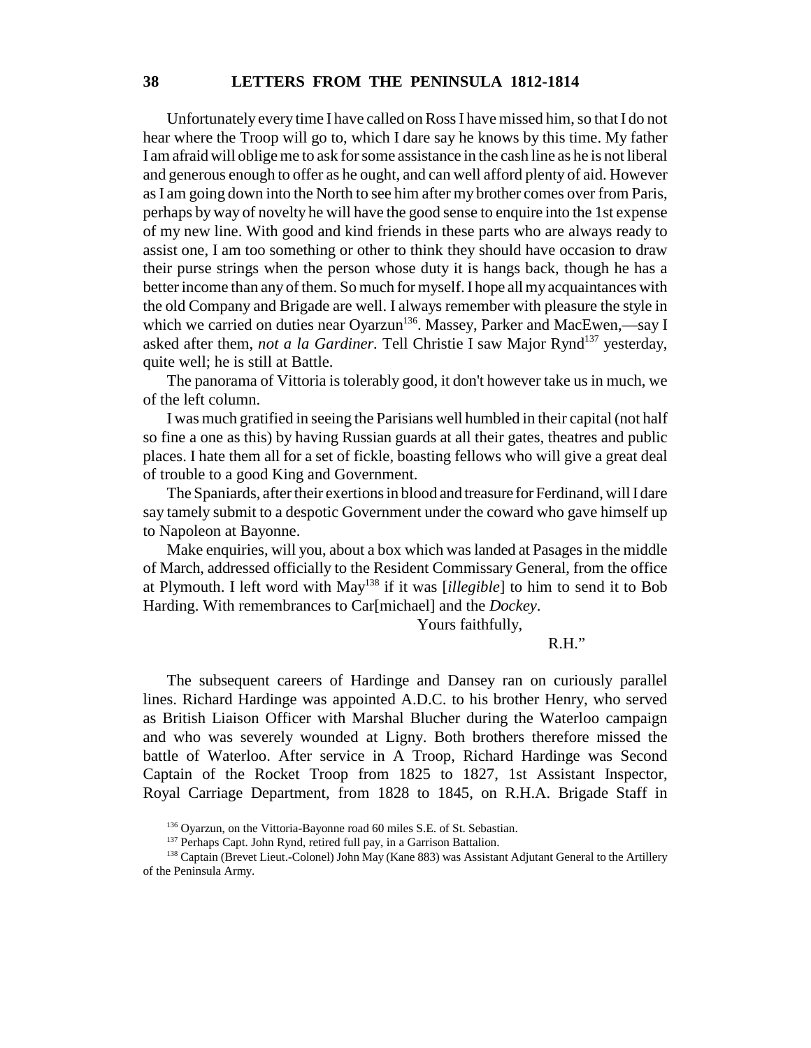Unfortunately every time I have called on Ross I have missed him, so that I do not hear where the Troop will go to, which I dare say he knows by this time. My father I am afraid will oblige me to ask for some assistance in the cash line as he is not liberal and generous enough to offer as he ought, and can well afford plenty of aid. However as I am going down into the North to see him after my brother comes over from Paris, perhaps by way of novelty he will have the good sense to enquire into the 1st expense of my new line. With good and kind friends in these parts who are always ready to assist one, I am too something or other to think they should have occasion to draw their purse strings when the person whose duty it is hangs back, though he has a better income than any of them. So much for myself. I hope all my acquaintances with the old Company and Brigade are well. I always remember with pleasure the style in which we carried on duties near Oyarzun[136]. Massey, Parker and MacEwen,—say I asked after them, *not a la Gardiner*. Tell Christie I saw Major Rynd[137] yesterday, quite well; he is still at Battle.

The panorama of Vittoria is tolerably good, it don't however take us in much, we of the left column.

I was much gratified in seeing the Parisians well humbled in their capital (not half so fine a one as this) by having Russian guards at all their gates, theatres and public places. I hate them all for a set of fickle, boasting fellows who will give a great deal of trouble to a good King and Government.

The Spaniards, after their exertions in blood and treasure for Ferdinand, will I dare say tamely submit to a despotic Government under the coward who gave himself up to Napoleon at Bayonne.

Make enquiries, will you, about a box which was landed at Pasages in the middle of March, addressed officially to the Resident Commissary General, from the office at Plymouth. I left word with May[138] if it was [*illegible*] to him to send it to Bob Harding. With remembrances to Car[michael] and the *Dockey*.

Yours faithfully,

R.H."

The subsequent careers of Hardinge and Dansey ran on curiously parallel lines. Richard Hardinge was appointed A.D.C. to his brother Henry, who served as British Liaison Officer with Marshal Blucher during the Waterloo campaign and who was severely wounded at Ligny. Both brothers therefore missed the battle of Waterloo. After service in A Troop, Richard Hardinge was Second Captain of the Rocket Troop from 1825 to 1827, 1st Assistant Inspector, Royal Carriage Department, from 1828 to 1845, on R.H.A. Brigade Staff in

[136] Oyarzun, on the Vittoria-Bayonne road 60 miles S.E. of St. Sebastian.

[137] Perhaps Capt. John Rynd, retired full pay, in a Garrison Battalion.

[138] Captain (Brevet Lieut.-Colonel) John May (Kane 883) was Assistant Adjutant General to the Artillery of the Peninsula Army.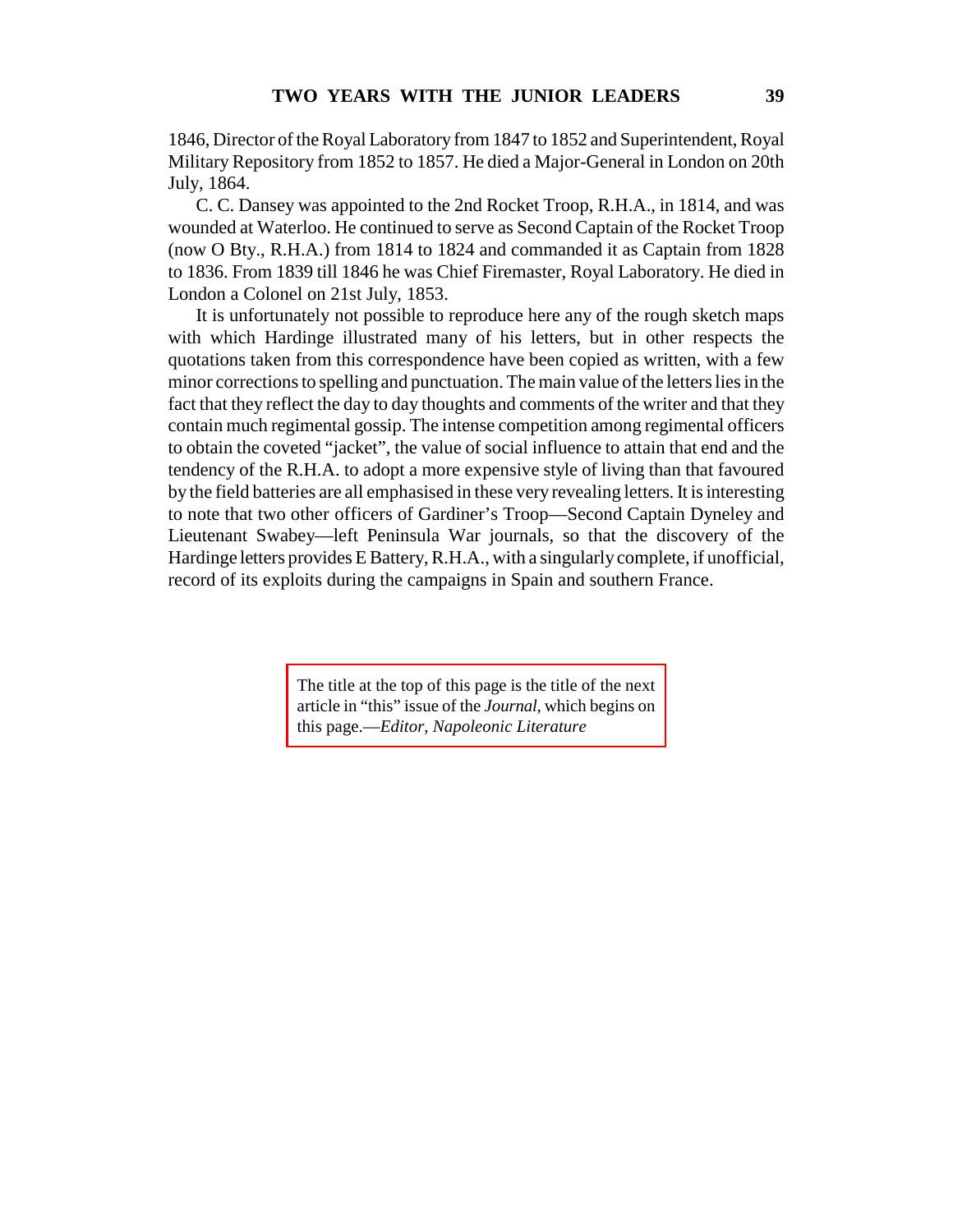1846, Director of the Royal Laboratory from 1847 to 1852 and Superintendent, Royal Military Repository from 1852 to 1857. He died a Major-General in London on 20th July, 1864.

C. C. Dansey was appointed to the 2nd Rocket Troop, R.H.A., in 1814, and was wounded at Waterloo. He continued to serve as Second Captain of the Rocket Troop (now O Bty., R.H.A.) from 1814 to 1824 and commanded it as Captain from 1828 to 1836. From 1839 till 1846 he was Chief Firemaster, Royal Laboratory. He died in London a Colonel on 21st July, 1853.

It is unfortunately not possible to reproduce here any of the rough sketch maps with which Hardinge illustrated many of his letters, but in other respects the quotations taken from this correspondence have been copied as written, with a few minor corrections to spelling and punctuation. The main value of the letters lies in the fact that they reflect the day to day thoughts and comments of the writer and that they contain much regimental gossip. The intense competition among regimental officers to obtain the coveted "jacket", the value of social influence to attain that end and the tendency of the R.H.A. to adopt a more expensive style of living than that favoured by the field batteries are all emphasised in these very revealing letters. It is interesting to note that two other officers of Gardiner's Troop—Second Captain Dyneley and Lieutenant Swabey—left Peninsula War journals, so that the discovery of the Hardinge letters provides E Battery, R.H.A., with a singularly complete, if unofficial, record of its exploits during the campaigns in Spain and southern France.

The title at the top of this page is the title of the next article in "this" issue of the *Journal*, which begins on this page.—*Editor, Napoleonic Literature*